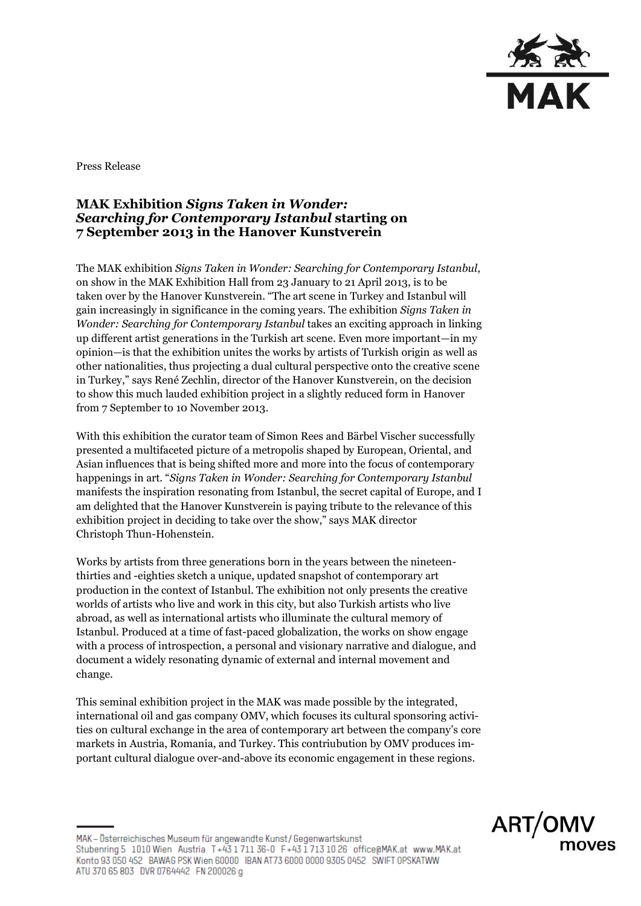Press Release

# MAK Exhibition *Signs Taken in Wonder: Searching for Contemporary Istanbul* starting on 7 September 2013 in the Hanover Kunstverein

The MAK exhibition *Signs Taken in Wonder: Searching for Contemporary Istanbul*, on show in the MAK Exhibition Hall from 23 January to 21 April 2013, is to be taken over by the Hanover Kunstverein. "The art scene in Turkey and Istanbul will gain increasingly in significance in the coming years. The exhibition *Signs Taken in Wonder: Searching for Contemporary Istanbul* takes an exciting approach in linking up different artist generations in the Turkish art scene. Even more important—in my opinion—is that the exhibition unites the works by artists of Turkish origin as well as other nationalities, thus projecting a dual cultural perspective onto the creative scene in Turkey," says René Zechlin, director of the Hanover Kunstverein, on the decision to show this much lauded exhibition project in a slightly reduced form in Hanover from 7 September to 10 November 2013.

With this exhibition the curator team of Simon Rees and Bärbel Vischer successfully presented a multifaceted picture of a metropolis shaped by European, Oriental, and Asian influences that is being shifted more and more into the focus of contemporary happenings in art. "*Signs Taken in Wonder: Searching for Contemporary Istanbul* manifests the inspiration resonating from Istanbul, the secret capital of Europe, and I am delighted that the Hanover Kunstverein is paying tribute to the relevance of this exhibition project in deciding to take over the show," says MAK director Christoph Thun-Hohenstein.

Works by artists from three generations born in the years between the nineteen-thirties and -eighties sketch a unique, updated snapshot of contemporary art production in the context of Istanbul. The exhibition not only presents the creative worlds of artists who live and work in this city, but also Turkish artists who live abroad, as well as international artists who illuminate the cultural memory of Istanbul. Produced at a time of fast-paced globalization, the works on show engage with a process of introspection, a personal and visionary narrative and dialogue, and document a widely resonating dynamic of external and internal movement and change.

This seminal exhibition project in the MAK was made possible by the integrated, international oil and gas company OMV, which focuses its cultural sponsoring activities on cultural exchange in the area of contemporary art between the company's core markets in Austria, Romania, and Turkey. This contriubution by OMV produces important cultural dialogue over-and-above its economic engagement in these regions.

MAK – Österreichisches Museum für angewandte Kunst / Gegenwartskunst
Stubenring 5 1010 Wien Austria T +43 1 711 36-0 F +43 1 713 10 26 office@MAK.at www.MAK.at
Konto 93 050 452 BAWAG PSK Wien 60000 IBAN AT73 6000 0000 9305 0452 SWIFT OPSKATWW
ATU 370 65 803 DVR 0764442 FN 200026 g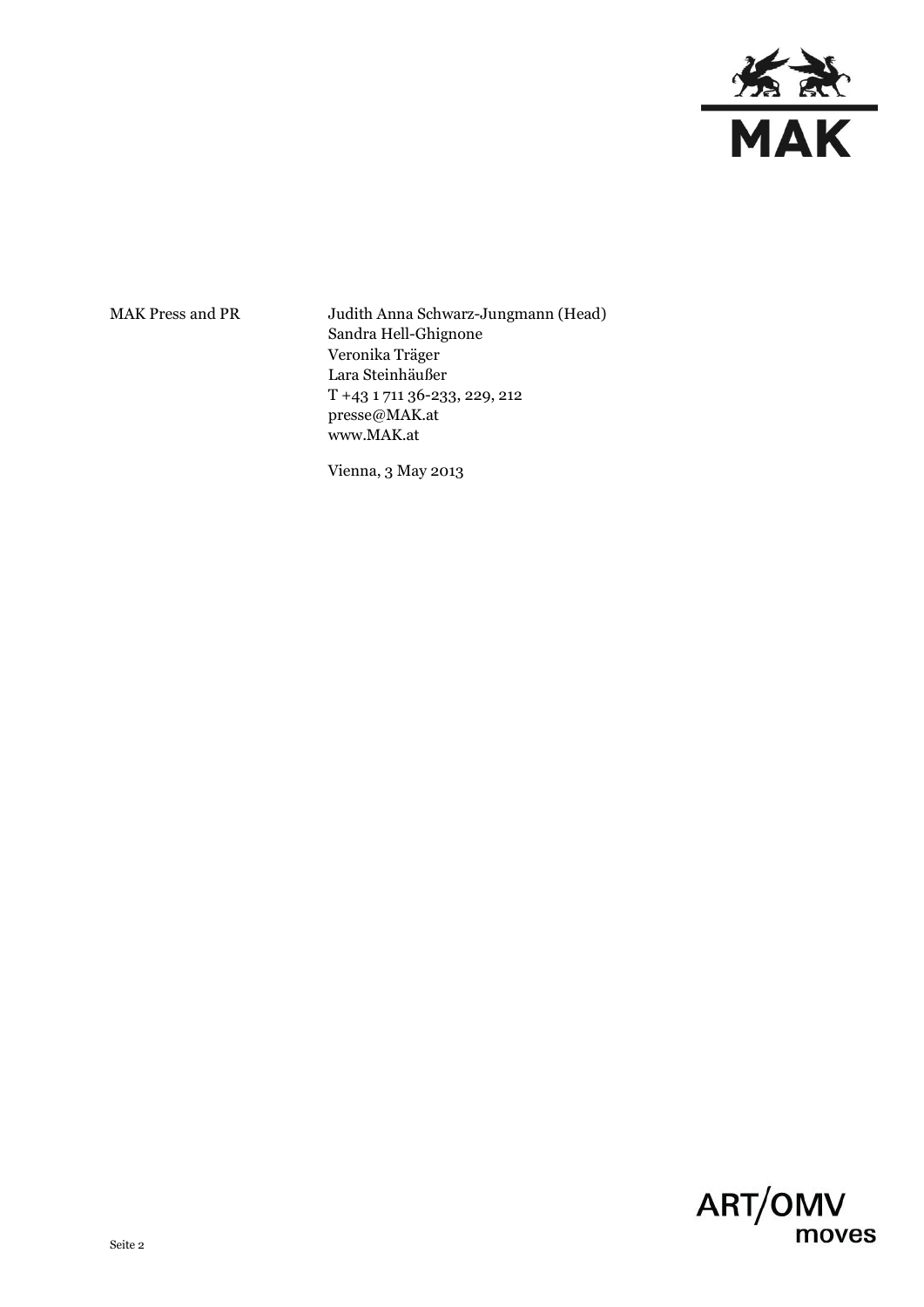MAK Press and PR

Judith Anna Schwarz-Jungmann (Head)
Sandra Hell-Ghignone
Veronika Träger
Lara Steinhäußer
T +43 1 711 36-233, 229, 212
presse@MAK.at
www.MAK.at

Vienna, 3 May 2013